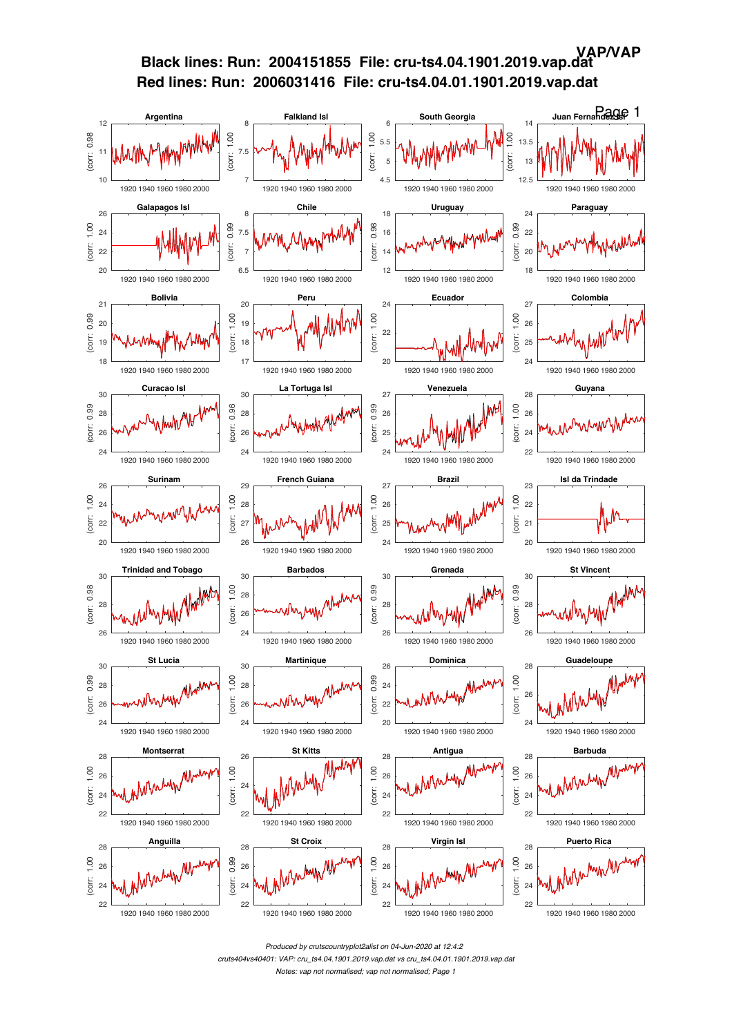# Black lines: Run: 2004151855 File: cru-ts4.04.1901.2019.vap.dat
# Red lines: Run: 2006031416 File: cru-ts4.04.01.1901.2019.vap.dat

VAP/VAP

Page 1

| Country | corr |
|---|---|
| Argentina | 0.98 |
| Falkland Isl | 1.00 |
| South Georgia | 1.00 |
| Juan Fernandez Isl | 1.00 |
| Galapagos Isl | 1.00 |
| Chile | 0.99 |
| Uruguay | 0.98 |
| Paraguay | 0.99 |
| Bolivia | 0.99 |
| Peru | 1.00 |
| Ecuador | 1.00 |
| Colombia | 1.00 |
| Curacao Isl | 0.99 |
| La Tortuga Isl | 0.96 |
| Venezuela | 0.99 |
| Guyana | 1.00 |
| Surinam | 1.00 |
| French Guiana | 1.00 |
| Brazil | 1.00 |
| Isl da Trindade | 1.00 |
| Trinidad and Tobago | 0.98 |
| Barbados | 1.00 |
| Grenada | 0.99 |
| St Vincent | 0.99 |
| St Lucia | 0.99 |
| Martinique | 1.00 |
| Dominica | 0.99 |
| Guadeloupe | 1.00 |
| Montserrat | 1.00 |
| St Kitts | 1.00 |
| Antigua | 1.00 |
| Barbuda | 1.00 |
| Anguilla | 1.00 |
| St Croix | 0.99 |
| Virgin Isl | 1.00 |
| Puerto Rica | 1.00 |

*Produced by crutscountryplot2alist on 04-Jun-2020 at 12:4:2*

*cruts404vs40401: VAP: cru_ts4.04.1901.2019.vap.dat vs cru_ts4.04.01.1901.2019.vap.dat*

*Notes: vap not normalised; vap not normalised; Page 1*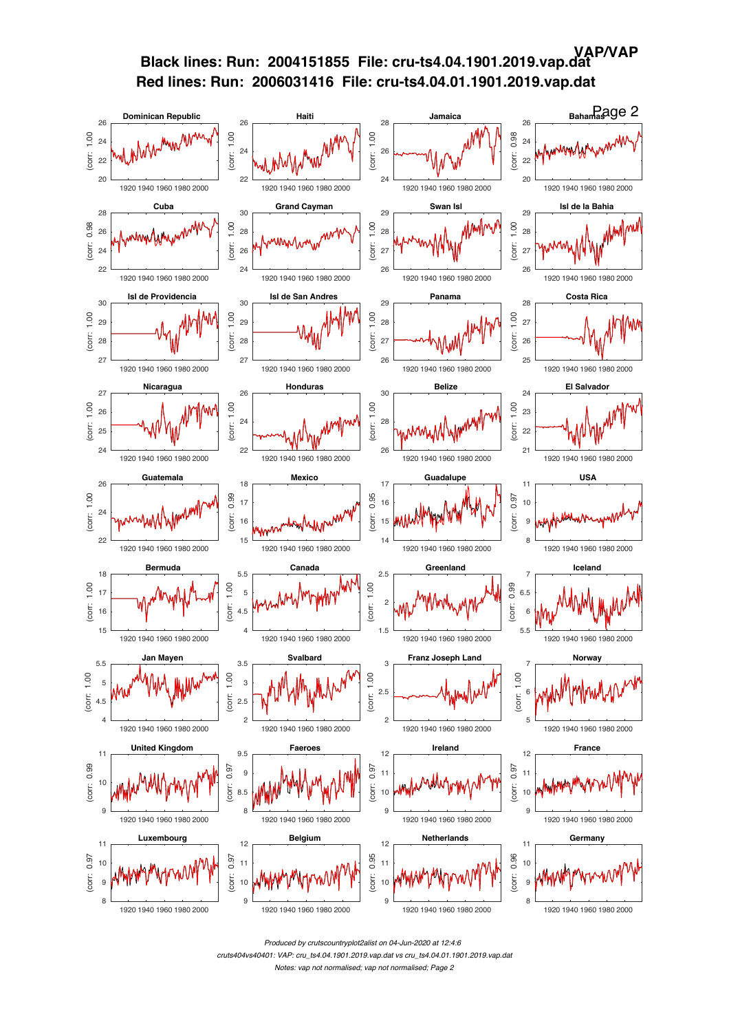# Black lines: Run: 2004151855 File: cru-ts4.04.1901.2019.vap.dat
# Red lines: Run: 2006031416 File: cru-ts4.04.01.1901.2019.vap.dat

VAP/VAP

| Country | corr |
| --- | --- |
| Dominican Republic | 1.00 |
| Haiti | 1.00 |
| Jamaica | 1.00 |
| Bahamas | 0.98 |
| Cuba | 0.98 |
| Grand Cayman | 1.00 |
| Swan Isl | 1.00 |
| Isl de la Bahia | 1.00 |
| Isl de Providencia | 1.00 |
| Isl de San Andres | 1.00 |
| Panama | 1.00 |
| Costa Rica | 1.00 |
| Nicaragua | 1.00 |
| Honduras | 1.00 |
| Belize | 1.00 |
| El Salvador | 1.00 |
| Guatemala | 1.00 |
| Mexico | 0.99 |
| Guadalupe | 0.95 |
| USA | 0.97 |
| Bermuda | 1.00 |
| Canada | 1.00 |
| Greenland | 1.00 |
| Iceland | 0.99 |
| Jan Mayen | 1.00 |
| Svalbard | 1.00 |
| Franz Joseph Land | 1.00 |
| Norway | 1.00 |
| United Kingdom | 0.99 |
| Faeroes | 0.97 |
| Ireland | 0.97 |
| France | 0.97 |
| Luxembourg | 0.97 |
| Belgium | 0.97 |
| Netherlands | 0.95 |
| Germany | 0.96 |

*Produced by crutscountryplot2alist on 04-Jun-2020 at 12:4:6*

*cruts404vs40401: VAP: cru_ts4.04.1901.2019.vap.dat vs cru_ts4.04.01.1901.2019.vap.dat*

*Notes: vap not normalised; vap not normalised; Page 2*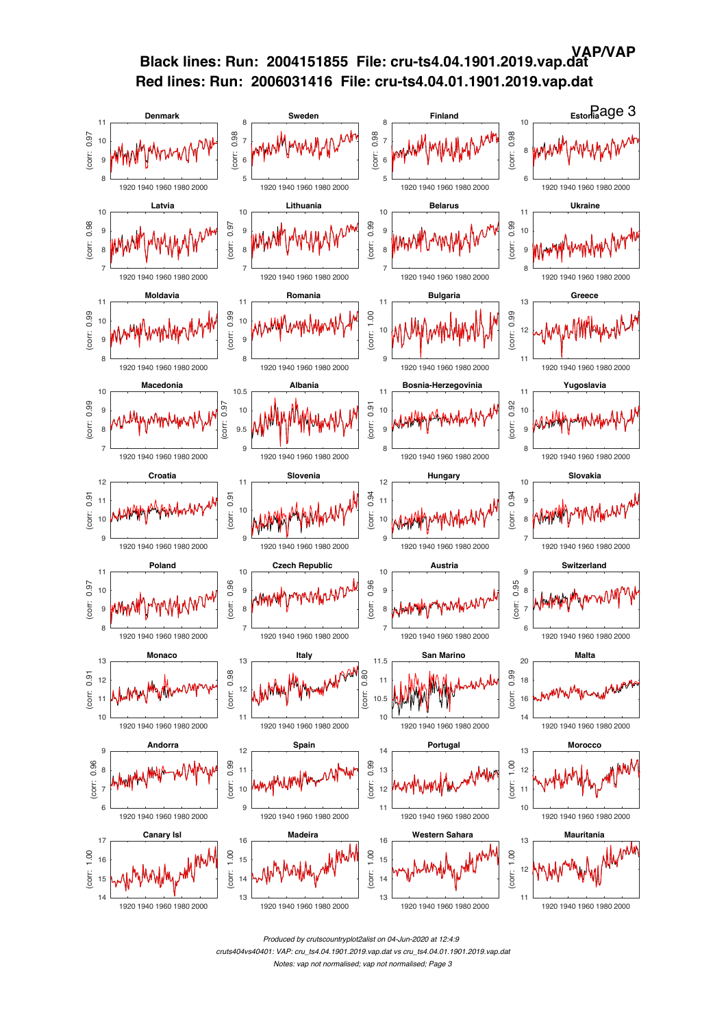# Black lines: Run: 2004151855 File: cru-ts4.04.1901.2019.vap.dat
# Red lines: Run: 2006031416 File: cru-ts4.04.01.1901.2019.vap.dat

VAP/VAP

| Country | Correlation |
| --- | --- |
| Denmark | 0.97 |
| Sweden | 0.98 |
| Finland | 0.98 |
| Estonia | 0.98 |
| Latvia | 0.98 |
| Lithuania | 0.97 |
| Belarus | 0.99 |
| Ukraine | 0.99 |
| Moldavia | 0.99 |
| Romania | 0.99 |
| Bulgaria | 1.00 |
| Greece | 0.99 |
| Macedonia | 0.99 |
| Albania | 0.97 |
| Bosnia-Herzegovinia | 0.91 |
| Yugoslavia | 0.92 |
| Croatia | 0.91 |
| Slovenia | 0.91 |
| Hungary | 0.94 |
| Slovakia | 0.94 |
| Poland | 0.97 |
| Czech Republic | 0.96 |
| Austria | 0.96 |
| Switzerland | 0.95 |
| Monaco | 0.91 |
| Italy | 0.98 |
| San Marino | 0.80 |
| Malta | 0.99 |
| Andorra | 0.96 |
| Spain | 0.99 |
| Portugal | 0.99 |
| Morocco | 1.00 |
| Canary Isl | 1.00 |
| Madeira | 1.00 |
| Western Sahara | 1.00 |
| Mauritania | 1.00 |

*Produced by crutscountryplot2alist on 04-Jun-2020 at 12:4:9*

*cruts404vs40401: VAP: cru_ts4.04.1901.2019.vap.dat vs cru_ts4.04.01.1901.2019.vap.dat*

*Notes: vap not normalised; vap not normalised; Page 3*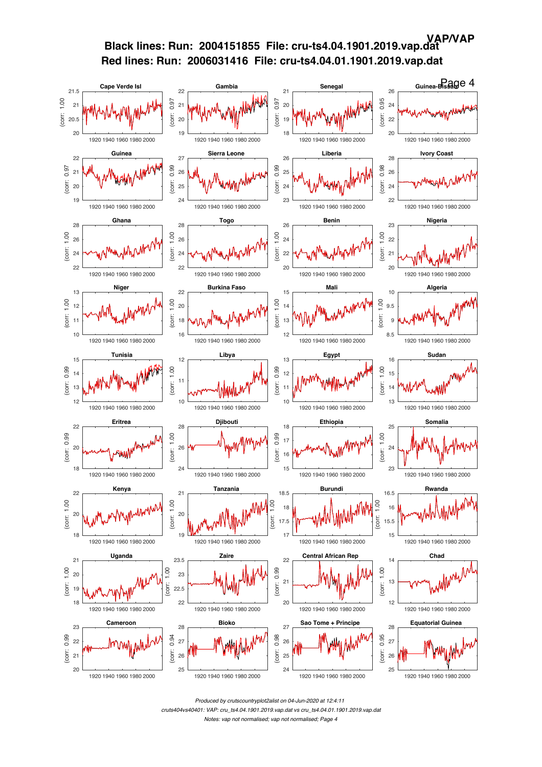# Black lines: Run: 2004151855 File: cru-ts4.04.1901.2019.vap.dat
# Red lines: Run: 2006031416 File: cru-ts4.04.01.1901.2019.vap.dat

VAP/VAP

| Country | corr |
|---|---|
| Cape Verde Isl | 1.00 |
| Gambia | 0.97 |
| Senegal | 0.97 |
| Guinea-Bissau | 0.95 |
| Guinea | 0.97 |
| Sierra Leone | 0.99 |
| Liberia | 0.99 |
| Ivory Coast | 0.98 |
| Ghana | 1.00 |
| Togo | 1.00 |
| Benin | 1.00 |
| Nigeria | 1.00 |
| Niger | 1.00 |
| Burkina Faso | 1.00 |
| Mali | 1.00 |
| Algeria | 1.00 |
| Tunisia | 0.99 |
| Libya | 1.00 |
| Egypt | 0.99 |
| Sudan | 1.00 |
| Eritrea | 0.99 |
| Djibouti | 1.00 |
| Ethiopia | 0.99 |
| Somalia | 1.00 |
| Kenya | 1.00 |
| Tanzania | 1.00 |
| Burundi | 1.00 |
| Rwanda | 1.00 |
| Uganda | 1.00 |
| Zaire | 1.00 |
| Central African Rep | 0.99 |
| Chad | 1.00 |
| Cameroon | 0.99 |
| Bioko | 0.94 |
| Sao Tome + Principe | 0.98 |
| Equatorial Guinea | 0.95 |

*Produced by crutscountryplot2alist on 04-Jun-2020 at 12:4:11*

*cruts404vs40401: VAP: cru_ts4.04.1901.2019.vap.dat vs cru_ts4.04.01.1901.2019.vap.dat*

*Notes: vap not normalised; vap not normalised; Page 4*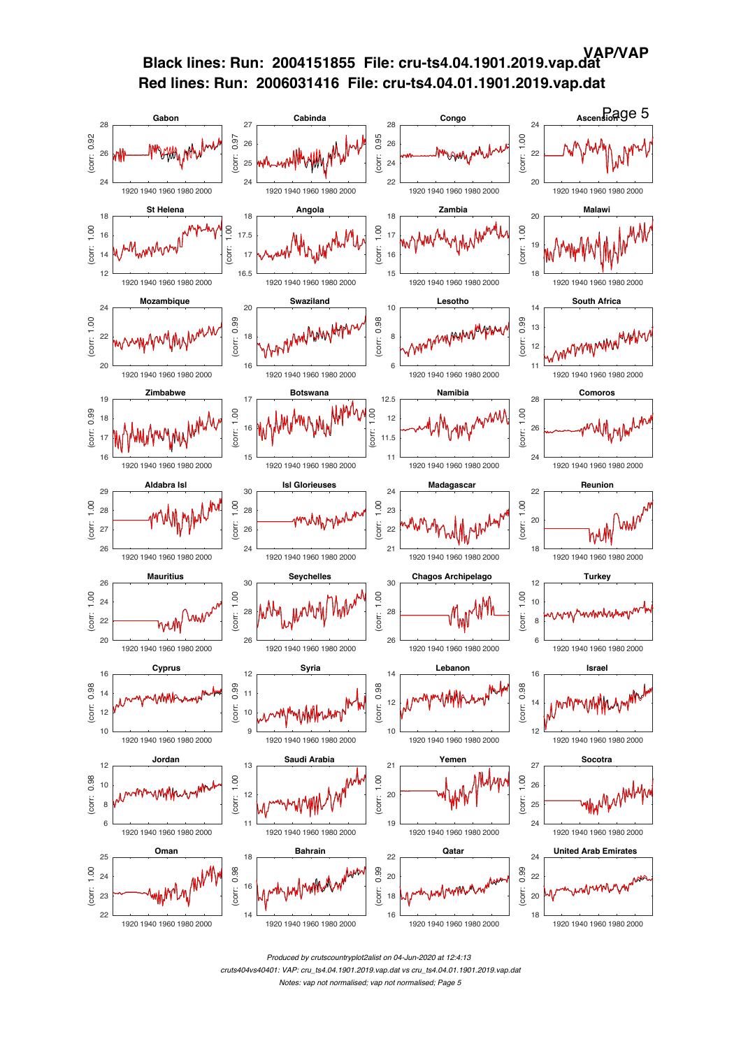**VAP/VAP**

# Black lines: Run: 2004151855 File: cru-ts4.04.1901.2019.vap.dat
# Red lines: Run: 2006031416 File: cru-ts4.04.01.1901.2019.vap.dat

| Country | Corr. | Y-axis range |
|---|---|---|
| Gabon | 0.92 | 24–28 |
| Cabinda | 0.97 | 24–27 |
| Congo | 0.95 | 22–28 |
| Ascension | 1.00 | 20–24 |
| St Helena | 1.00 | 12–18 |
| Angola | 1.00 | 16.5–18 |
| Zambia | 1.00 | 15–18 |
| Malawi | 1.00 | 18–20 |
| Mozambique | 1.00 | 20–24 |
| Swaziland | 0.99 | 16–20 |
| Lesotho | 0.98 | 6–10 |
| South Africa | 0.99 | 11–14 |
| Zimbabwe | 0.99 | 16–19 |
| Botswana | 1.00 | 15–17 |
| Namibia | 1.00 | 11–12.5 |
| Comoros | 1.00 | 24–28 |
| Aldabra Isl | 1.00 | 26–29 |
| Isl Glorieuses | 1.00 | 24–30 |
| Madagascar | 1.00 | 21–24 |
| Reunion | 1.00 | 18–22 |
| Mauritius | 1.00 | 20–26 |
| Seychelles | 1.00 | 26–30 |
| Chagos Archipelago | 1.00 | 26–30 |
| Turkey | 1.00 | 6–12 |
| Cyprus | 0.98 | 10–16 |
| Syria | 0.99 | 9–12 |
| Lebanon | 0.98 | 10–14 |
| Israel | 0.98 | 12–16 |
| Jordan | 0.98 | 6–12 |
| Saudi Arabia | 1.00 | 11–13 |
| Yemen | 1.00 | 19–21 |
| Socotra | 1.00 | 24–27 |
| Oman | 1.00 | 22–25 |
| Bahrain | 0.98 | 14–18 |
| Qatar | 0.99 | 16–22 |
| United Arab Emirates | 0.99 | 18–24 |

(x-axis for all panels: 1920 1940 1960 1980 2000)

*Produced by crutscountryplot2alist on 04-Jun-2020 at 12:4:13*
*cruts404vs40401: VAP: cru_ts4.04.1901.2019.vap.dat vs cru_ts4.04.01.1901.2019.vap.dat*
*Notes: vap not normalised; vap not normalised; Page 5*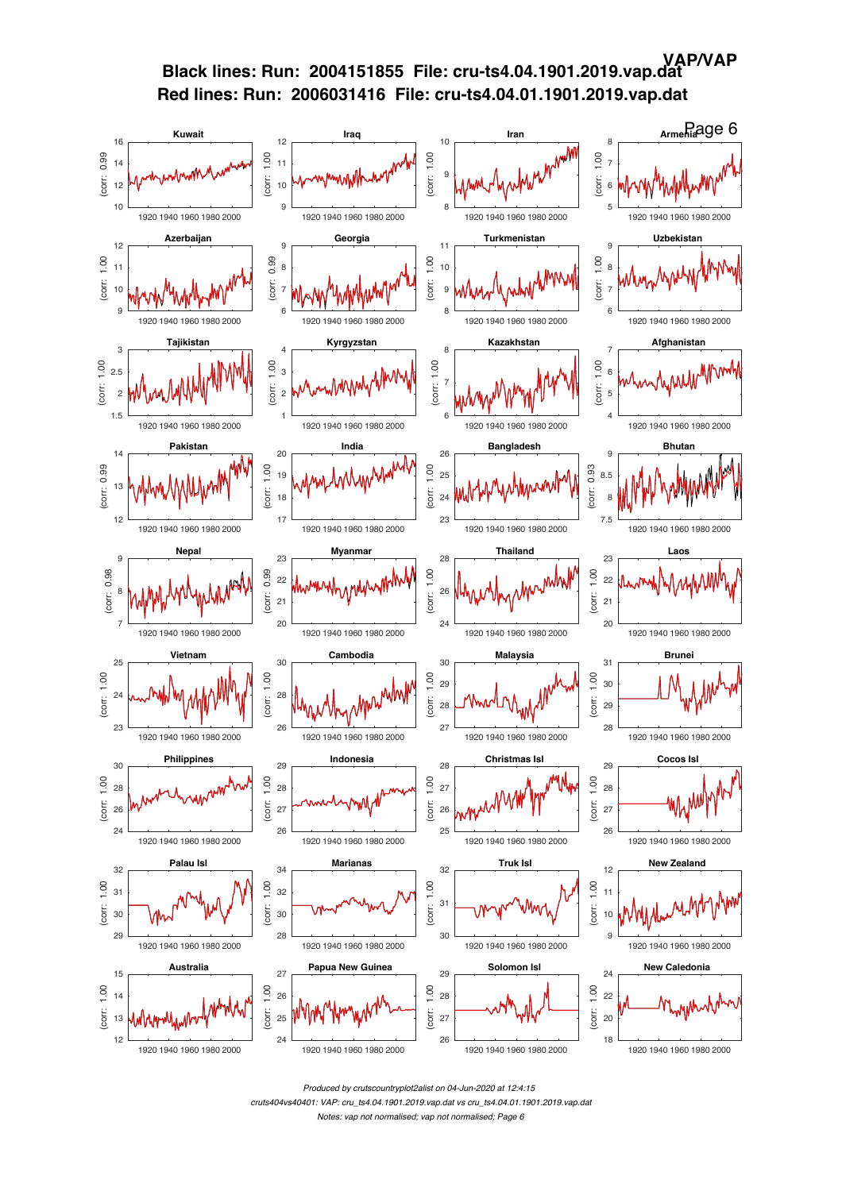# Black lines: Run: 2004151855 File: cru-ts4.04.1901.2019.vap.dat
# Red lines: Run: 2006031416 File: cru-ts4.04.01.1901.2019.vap.dat

VAP/VAP

Kuwait (corr: 0.99)
Iraq (corr: 1.00)
Iran (corr: 1.00)
Armenia (corr: 1.00)
Azerbaijan (corr: 1.00)
Georgia (corr: 0.99)
Turkmenistan (corr: 1.00)
Uzbekistan (corr: 1.00)
Tajikistan (corr: 1.00)
Kyrgyzstan (corr: 1.00)
Kazakhstan (corr: 1.00)
Afghanistan (corr: 1.00)
Pakistan (corr: 0.99)
India (corr: 1.00)
Bangladesh (corr: 1.00)
Bhutan (corr: 0.93)
Nepal (corr: 0.98)
Myanmar (corr: 0.99)
Thailand (corr: 1.00)
Laos (corr: 1.00)
Vietnam (corr: 1.00)
Cambodia (corr: 1.00)
Malaysia (corr: 1.00)
Brunei (corr: 1.00)
Philippines (corr: 1.00)
Indonesia (corr: 1.00)
Christmas Isl (corr: 1.00)
Cocos Isl (corr: 1.00)
Palau Isl (corr: 1.00)
Marianas (corr: 1.00)
Truk Isl (corr: 1.00)
New Zealand (corr: 1.00)
Australia (corr: 1.00)
Papua New Guinea (corr: 1.00)
Solomon Isl (corr: 1.00)
New Caledonia (corr: 1.00)

*Produced by crutscountryplot2alist on 04-Jun-2020 at 12:4:15*

*cruts404vs40401: VAP: cru_ts4.04.1901.2019.vap.dat vs cru_ts4.04.01.1901.2019.vap.dat*

*Notes: vap not normalised; vap not normalised; Page 6*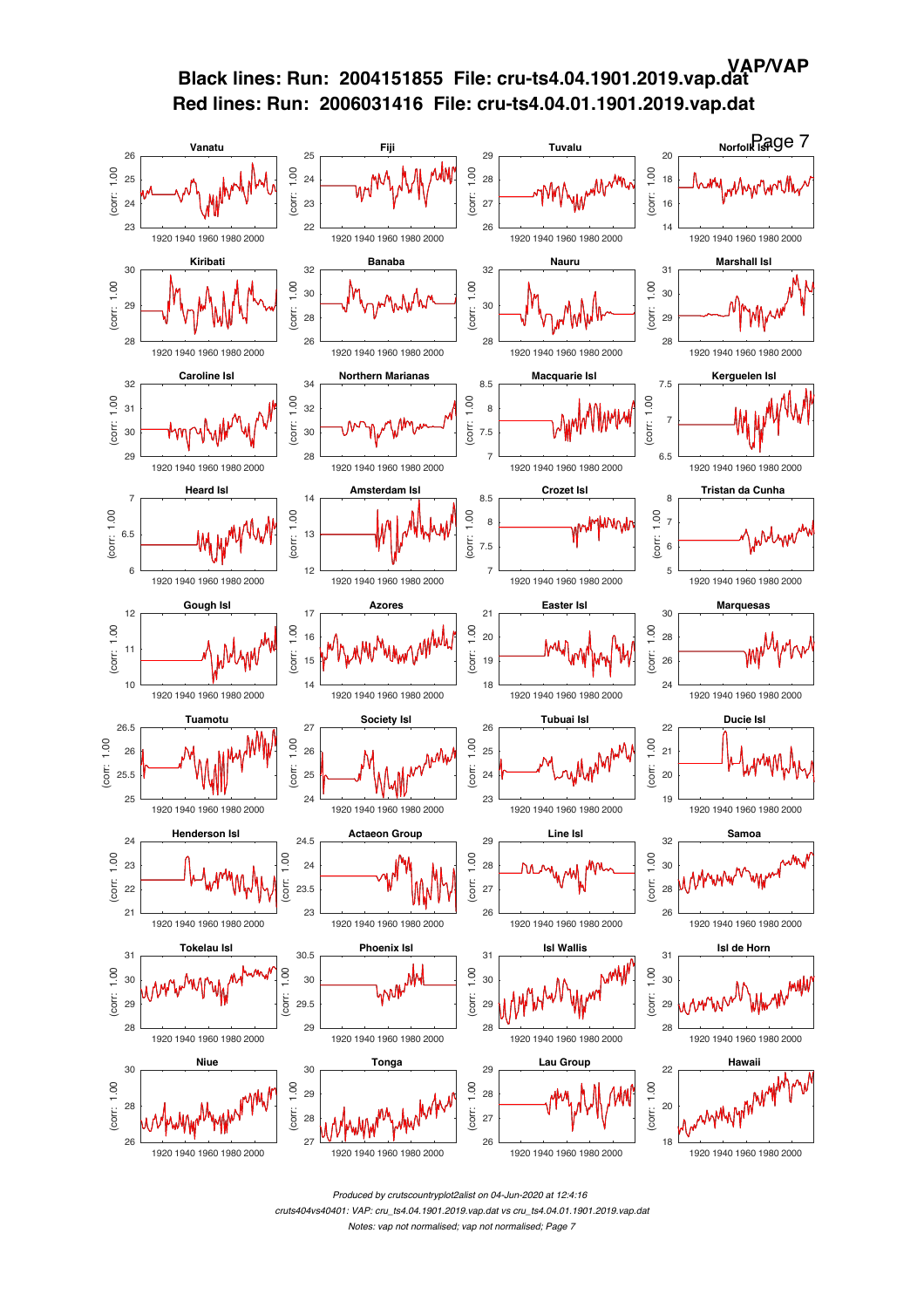# Black lines: Run: 2004151855 File: cru-ts4.04.1901.2019.vap.dat
# Red lines: Run: 2006031416 File: cru-ts4.04.01.1901.2019.vap.dat

VAP/VAP

Vanatu, Fiji, Tuvalu, Norfolk Isl, Kiribati, Banaba, Nauru, Marshall Isl, Caroline Isl, Northern Marianas, Macquarie Isl, Kerguelen Isl, Heard Isl, Amsterdam Isl, Crozet Isl, Tristan da Cunha, Gough Isl, Azores, Easter Isl, Marquesas, Tuamotu, Society Isl, Tubuai Isl, Ducie Isl, Henderson Isl, Actaeon Group, Line Isl, Samoa, Tokelau Isl, Phoenix Isl, Isl Wallis, Isl de Horn, Niue, Tonga, Lau Group, Hawaii

*Produced by crutscountryplot2alist on 04-Jun-2020 at 12:4:16*

*cruts404vs40401: VAP: cru_ts4.04.1901.2019.vap.dat vs cru_ts4.04.01.1901.2019.vap.dat*

*Notes: vap not normalised; vap not normalised; Page 7*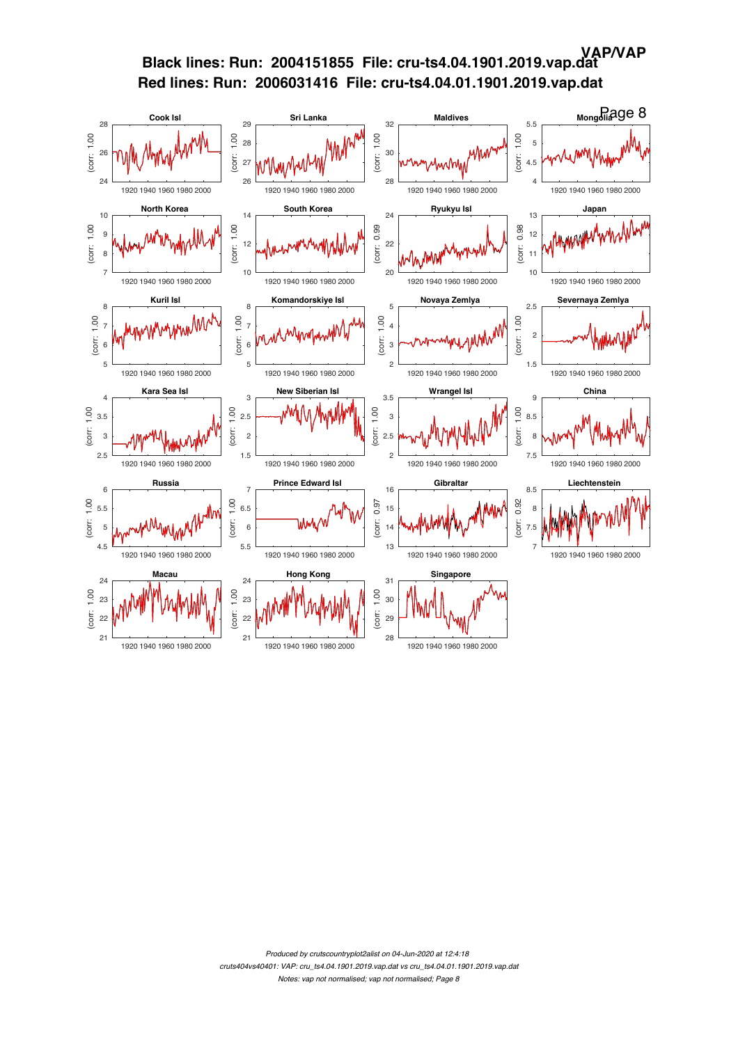# Black lines: Run: 2004151855 File: cru-ts4.04.1901.2019.vap.dat
# Red lines: Run: 2006031416 File: cru-ts4.04.01.1901.2019.vap.dat

VAP/VAP

Cook Isl (corr: 1.00)
28
26
24
1920 1940 1960 1980 2000

Sri Lanka (corr: 1.00)
29
28
27
26
1920 1940 1960 1980 2000

Maldives (corr: 1.00)
32
30
28
1920 1940 1960 1980 2000

Mongolia (corr: 1.00)
5.5
5
4.5
4
1920 1940 1960 1980 2000

North Korea (corr: 1.00)
10
9
8
7
1920 1940 1960 1980 2000

South Korea (corr: 1.00)
14
12
10
1920 1940 1960 1980 2000

Ryukyu Isl (corr: 0.99)
24
22
20
1920 1940 1960 1980 2000

Japan (corr: 0.98)
13
12
11
10
1920 1940 1960 1980 2000

Kuril Isl (corr: 1.00)
8
7
6
5
1920 1940 1960 1980 2000

Komandorskiye Isl (corr: 1.00)
8
7
6
5
1920 1940 1960 1980 2000

Novaya Zemlya (corr: 1.00)
5
4
3
2
1920 1940 1960 1980 2000

Severnaya Zemlya (corr: 1.00)
2.5
2
1.5
1920 1940 1960 1980 2000

Kara Sea Isl (corr: 1.00)
4
3.5
3
2.5
1920 1940 1960 1980 2000

New Siberian Isl (corr: 1.00)
3
2.5
2
1.5
1920 1940 1960 1980 2000

Wrangel Isl (corr: 1.00)
3.5
3
2.5
2
1920 1940 1960 1980 2000

China (corr: 1.00)
9
8.5
8
7.5
1920 1940 1960 1980 2000

Russia (corr: 1.00)
6
5.5
5
4.5
1920 1940 1960 1980 2000

Prince Edward Isl (corr: 1.00)
7
6.5
6
5.5
1920 1940 1960 1980 2000

Gibraltar (corr: 0.97)
16
15
14
13
1920 1940 1960 1980 2000

Liechtenstein (corr: 0.92)
8.5
8
7.5
7
1920 1940 1960 1980 2000

Macau (corr: 1.00)
24
23
22
21
1920 1940 1960 1980 2000

Hong Kong (corr: 1.00)
24
23
22
21
1920 1940 1960 1980 2000

Singapore (corr: 1.00)
31
30
29
28
1920 1940 1960 1980 2000

*Produced by crutscountryplot2alist on 04-Jun-2020 at 12:4:18*
*cruts404vs40401: VAP: cru_ts4.04.1901.2019.vap.dat vs cru_ts4.04.01.1901.2019.vap.dat*
*Notes: vap not normalised; vap not normalised; Page 8*